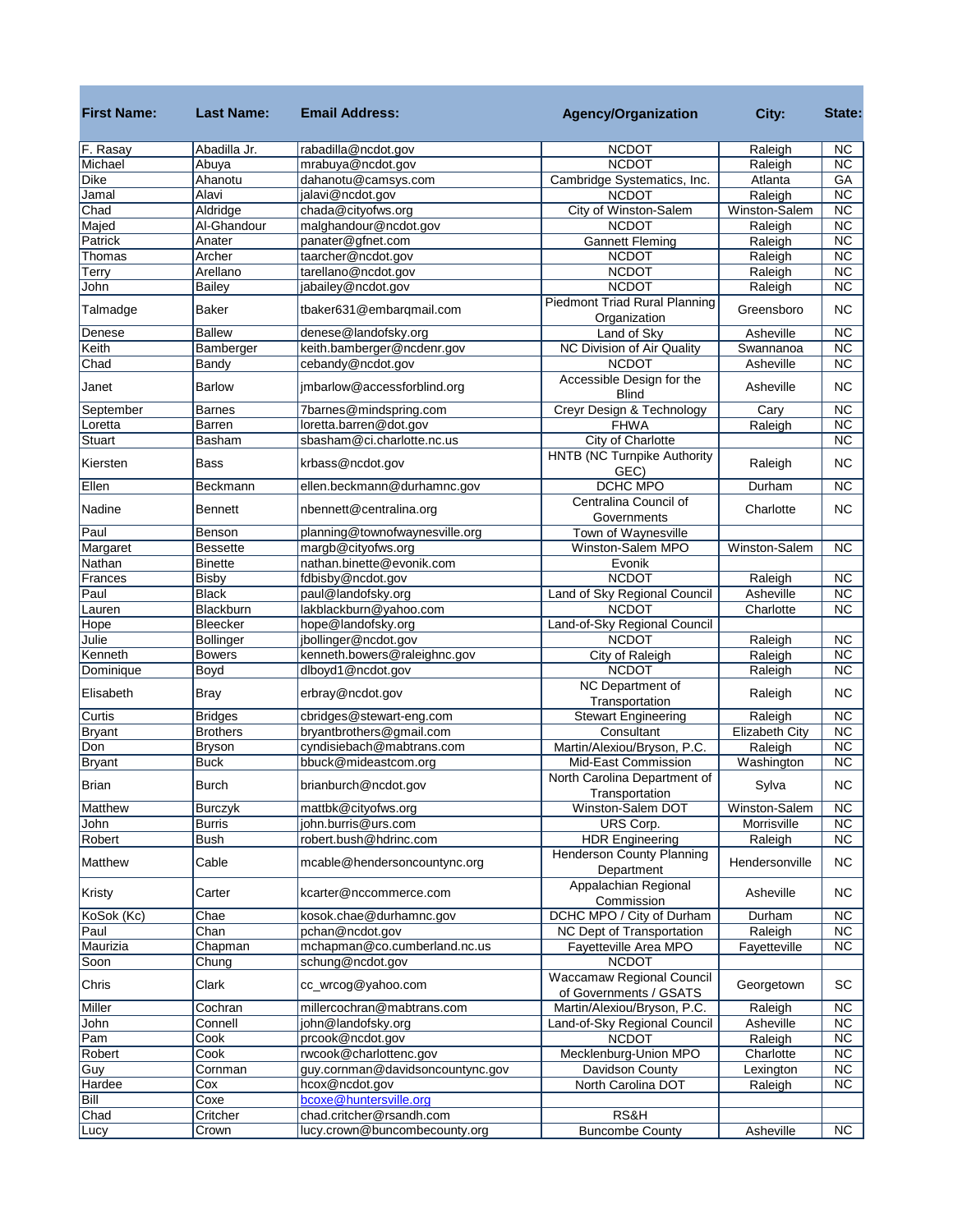| First Name: | Last Name: | Email Address: | Agency/Organization | City: | State: |
|---|---|---|---|---|---|
| F. Rasay | Abadilla Jr. | rabadilla@ncdot.gov | NCDOT | Raleigh | NC |
| Michael | Abuya | mrabuya@ncdot.gov | NCDOT | Raleigh | NC |
| Dike | Ahanotu | dahanotu@camsys.com | Cambridge Systematics, Inc. | Atlanta | GA |
| Jamal | Alavi | jalavi@ncdot.gov | NCDOT | Raleigh | NC |
| Chad | Aldridge | chada@cityofws.org | City of Winston-Salem | Winston-Salem | NC |
| Majed | Al-Ghandour | malghandour@ncdot.gov | NCDOT | Raleigh | NC |
| Patrick | Anater | panater@gfnet.com | Gannett Fleming | Raleigh | NC |
| Thomas | Archer | taarcher@ncdot.gov | NCDOT | Raleigh | NC |
| Terry | Arellano | tarellano@ncdot.gov | NCDOT | Raleigh | NC |
| John | Bailey | jabailey@ncdot.gov | NCDOT | Raleigh | NC |
| Talmadge | Baker | tbaker631@embarqmail.com | Piedmont Triad Rural Planning Organization | Greensboro | NC |
| Denese | Ballew | denese@landofsky.org | Land of Sky | Asheville | NC |
| Keith | Bamberger | keith.bamberger@ncdenr.gov | NC Division of Air Quality | Swannanoa | NC |
| Chad | Bandy | cebandy@ncdot.gov | NCDOT | Asheville | NC |
| Janet | Barlow | jmbarlow@accessforblind.org | Accessible Design for the Blind | Asheville | NC |
| September | Barnes | 7barnes@mindspring.com | Creyr Design & Technology | Cary | NC |
| Loretta | Barren | loretta.barren@dot.gov | FHWA | Raleigh | NC |
| Stuart | Basham | sbasham@ci.charlotte.nc.us | City of Charlotte | | NC |
| Kiersten | Bass | krbass@ncdot.gov | HNTB (NC Turnpike Authority GEC) | Raleigh | NC |
| Ellen | Beckmann | ellen.beckmann@durhamnc.gov | DCHC MPO | Durham | NC |
| Nadine | Bennett | nbennett@centralina.org | Centralina Council of Governments | Charlotte | NC |
| Paul | Benson | planning@townofwaynesville.org | Town of Waynesville | | |
| Margaret | Bessette | margb@cityofws.org | Winston-Salem MPO | Winston-Salem | NC |
| Nathan | Binette | nathan.binette@evonik.com | Evonik | | |
| Frances | Bisby | fdbisby@ncdot.gov | NCDOT | Raleigh | NC |
| Paul | Black | paul@landofsky.org | Land of Sky Regional Council | Asheville | NC |
| Lauren | Blackburn | lakblackburn@yahoo.com | NCDOT | Charlotte | NC |
| Hope | Bleecker | hope@landofsky.org | Land-of-Sky Regional Council | | |
| Julie | Bollinger | jbollinger@ncdot.gov | NCDOT | Raleigh | NC |
| Kenneth | Bowers | kenneth.bowers@raleighnc.gov | City of Raleigh | Raleigh | NC |
| Dominique | Boyd | dlboyd1@ncdot.gov | NCDOT | Raleigh | NC |
| Elisabeth | Bray | erbray@ncdot.gov | NC Department of Transportation | Raleigh | NC |
| Curtis | Bridges | cbridges@stewart-eng.com | Stewart Engineering | Raleigh | NC |
| Bryant | Brothers | bryantbrothers@gmail.com | Consultant | Elizabeth City | NC |
| Don | Bryson | cyndisiebach@mabtrans.com | Martin/Alexiou/Bryson, P.C. | Raleigh | NC |
| Bryant | Buck | bbuck@mideastcom.org | Mid-East Commission | Washington | NC |
| Brian | Burch | brianburch@ncdot.gov | North Carolina Department of Transportation | Sylva | NC |
| Matthew | Burczyk | mattbk@cityofws.org | Winston-Salem DOT | Winston-Salem | NC |
| John | Burris | john.burris@urs.com | URS Corp. | Morrisville | NC |
| Robert | Bush | robert.bush@hdrinc.com | HDR Engineering | Raleigh | NC |
| Matthew | Cable | mcable@hendersoncountync.org | Henderson County Planning Department | Hendersonville | NC |
| Kristy | Carter | kcarter@nccommerce.com | Appalachian Regional Commission | Asheville | NC |
| KoSok (Kc) | Chae | kosok.chae@durhamnc.gov | DCHC MPO / City of Durham | Durham | NC |
| Paul | Chan | pchan@ncdot.gov | NC Dept of Transportation | Raleigh | NC |
| Maurizia | Chapman | mchapman@co.cumberland.nc.us | Fayetteville Area MPO | Fayetteville | NC |
| Soon | Chung | schung@ncdot.gov | NCDOT | | |
| Chris | Clark | cc_wrcog@yahoo.com | Waccamaw Regional Council of Governments / GSATS | Georgetown | SC |
| Miller | Cochran | millercochran@mabtrans.com | Martin/Alexiou/Bryson, P.C. | Raleigh | NC |
| John | Connell | john@landofsky.org | Land-of-Sky Regional Council | Asheville | NC |
| Pam | Cook | prcook@ncdot.gov | NCDOT | Raleigh | NC |
| Robert | Cook | rwcook@charlottenc.gov | Mecklenburg-Union MPO | Charlotte | NC |
| Guy | Cornman | guy.cornman@davidsoncountync.gov | Davidson County | Lexington | NC |
| Hardee | Cox | hcox@ncdot.gov | North Carolina DOT | Raleigh | NC |
| Bill | Coxe | bcoxe@huntersville.org | | | |
| Chad | Critcher | chad.critcher@rsandh.com | RS&H | | |
| Lucy | Crown | lucy.crown@buncombecounty.org | Buncombe County | Asheville | NC |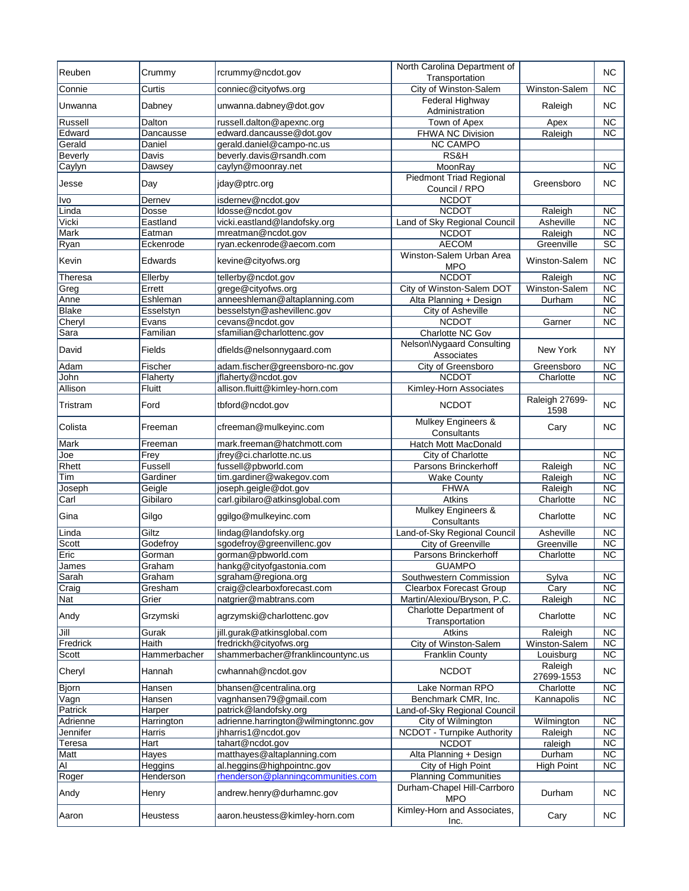| Reuben | Crummy | rcrummy@ncdot.gov | North Carolina Department of Transportation | | NC |
|---|---|---|---|---|---|
| Connie | Curtis | conniec@cityofws.org | City of Winston-Salem | Winston-Salem | NC |
| Unwanna | Dabney | unwanna.dabney@dot.gov | Federal Highway Administration | Raleigh | NC |
| Russell | Dalton | russell.dalton@apexnc.org | Town of Apex | Apex | NC |
| Edward | Dancausse | edward.dancausse@dot.gov | FHWA NC Division | Raleigh | NC |
| Gerald | Daniel | gerald.daniel@campo-nc.us | NC CAMPO | | |
| Beverly | Davis | beverly.davis@rsandh.com | RS&H | | |
| Caylyn | Dawsey | caylyn@moonray.net | MoonRay | | NC |
| Jesse | Day | jday@ptrc.org | Piedmont Triad Regional Council / RPO | Greensboro | NC |
| Ivo | Dernev | isdernev@ncdot.gov | NCDOT | | |
| Linda | Dosse | ldosse@ncdot.gov | NCDOT | Raleigh | NC |
| Vicki | Eastland | vicki.eastland@landofsky.org | Land of Sky Regional Council | Asheville | NC |
| Mark | Eatman | mreatman@ncdot.gov | NCDOT | Raleigh | NC |
| Ryan | Eckenrode | ryan.eckenrode@aecom.com | AECOM | Greenville | SC |
| Kevin | Edwards | kevine@cityofws.org | Winston-Salem Urban Area MPO | Winston-Salem | NC |
| Theresa | Ellerby | tellerby@ncdot.gov | NCDOT | Raleigh | NC |
| Greg | Errett | grege@cityofws.org | City of Winston-Salem DOT | Winston-Salem | NC |
| Anne | Eshleman | anneeshleman@altaplanning.com | Alta Planning + Design | Durham | NC |
| Blake | Esselstyn | besselstyn@ashevillenc.gov | City of Asheville | | NC |
| Cheryl | Evans | cevans@ncdot.gov | NCDOT | Garner | NC |
| Sara | Familian | sfamilian@charlottenc.gov | Charlotte NC Gov | | |
| David | Fields | dfields@nelsonnygaard.com | Nelson\Nygaard Consulting Associates | New York | NY |
| Adam | Fischer | adam.fischer@greensboro-nc.gov | City of Greensboro | Greensboro | NC |
| John | Flaherty | jflaherty@ncdot.gov | NCDOT | Charlotte | NC |
| Allison | Fluitt | allison.fluitt@kimley-horn.com | Kimley-Horn Associates | | |
| Tristram | Ford | tbford@ncdot.gov | NCDOT | Raleigh 27699-1598 | NC |
| Colista | Freeman | cfreeman@mulkeyinc.com | Mulkey Engineers & Consultants | Cary | NC |
| Mark | Freeman | mark.freeman@hatchmott.com | Hatch Mott MacDonald | | |
| Joe | Frey | jfrey@ci.charlotte.nc.us | City of Charlotte | | NC |
| Rhett | Fussell | fussell@pbworld.com | Parsons Brinckerhoff | Raleigh | NC |
| Tim | Gardiner | tim.gardiner@wakegov.com | Wake County | Raleigh | NC |
| Joseph | Geigle | joseph.geigle@dot.gov | FHWA | Raleigh | NC |
| Carl | Gibilaro | carl.gibilaro@atkinsglobal.com | Atkins | Charlotte | NC |
| Gina | Gilgo | ggilgo@mulkeyinc.com | Mulkey Engineers & Consultants | Charlotte | NC |
| Linda | Giltz | lindag@landofsky.org | Land-of-Sky Regional Council | Asheville | NC |
| Scott | Godefroy | sgodefroy@greenvillenc.gov | City of Greenville | Greenville | NC |
| Eric | Gorman | gorman@pbworld.com | Parsons Brinckerhoff | Charlotte | NC |
| James | Graham | hankg@cityofgastonia.com | GUAMPO | | |
| Sarah | Graham | sgraham@regiona.org | Southwestern Commission | Sylva | NC |
| Craig | Gresham | craig@clearboxforecast.com | Clearbox Forecast Group | Cary | NC |
| Nat | Grier | natgrier@mabtrans.com | Martin/Alexiou/Bryson, P.C. | Raleigh | NC |
| Andy | Grzymski | agrzymski@charlottenc.gov | Charlotte Department of Transportation | Charlotte | NC |
| Jill | Gurak | jill.gurak@atkinsglobal.com | Atkins | Raleigh | NC |
| Fredrick | Haith | fredrickh@cityofws.org | City of Winston-Salem | Winston-Salem | NC |
| Scott | Hammerbacher | shammerbacher@franklincountync.us | Franklin County | Louisburg | NC |
| Cheryl | Hannah | cwhannah@ncdot.gov | NCDOT | Raleigh 27699-1553 | NC |
| Bjorn | Hansen | bhansen@centralina.org | Lake Norman RPO | Charlotte | NC |
| Vagn | Hansen | vagnhansen79@gmail.com | Benchmark CMR, Inc. | Kannapolis | NC |
| Patrick | Harper | patrick@landofsky.org | Land-of-Sky Regional Council | | |
| Adrienne | Harrington | adrienne.harrington@wilmingtonnc.gov | City of Wilmington | Wilmington | NC |
| Jennifer | Harris | jhharris1@ncdot.gov | NCDOT - Turnpike Authority | Raleigh | NC |
| Teresa | Hart | tahart@ncdot.gov | NCDOT | raleigh | NC |
| Matt | Hayes | matthayes@altaplanning.com | Alta Planning + Design | Durham | NC |
| Al | Heggins | al.heggins@highpointnc.gov | City of High Point | High Point | NC |
| Roger | Henderson | rhenderson@planningcommunities.com | Planning Communities | | |
| Andy | Henry | andrew.henry@durhamnc.gov | Durham-Chapel Hill-Carrboro MPO | Durham | NC |
| Aaron | Heustess | aaron.heustess@kimley-horn.com | Kimley-Horn and Associates, Inc. | Cary | NC |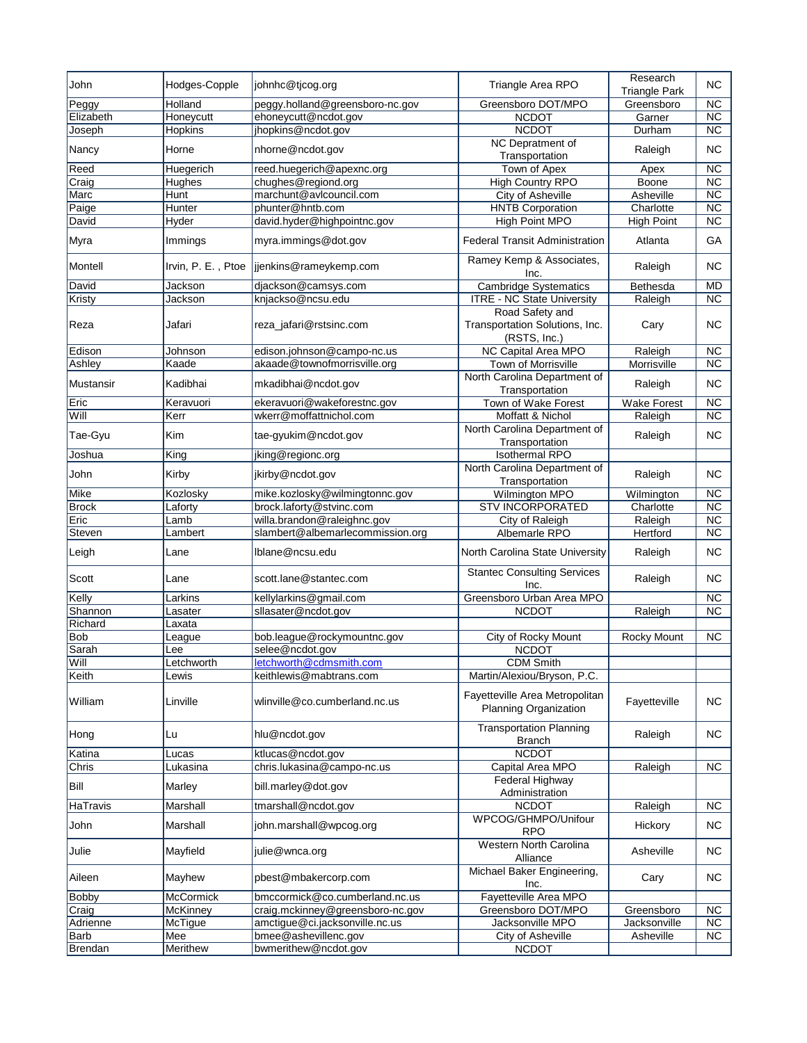| | | | | | |
|---|---|---|---|---|---|
| John | Hodges-Copple | johnhc@tjcog.org | Triangle Area RPO | Research Triangle Park | NC |
| Peggy | Holland | peggy.holland@greensboro-nc.gov | Greensboro DOT/MPO | Greensboro | NC |
| Elizabeth | Honeycutt | ehoneycutt@ncdot.gov | NCDOT | Garner | NC |
| Joseph | Hopkins | jhopkins@ncdot.gov | NCDOT | Durham | NC |
| Nancy | Horne | nhorne@ncdot.gov | NC Depratment of Transportation | Raleigh | NC |
| Reed | Huegerich | reed.huegerich@apexnc.org | Town of Apex | Apex | NC |
| Craig | Hughes | chughes@regiond.org | High Country RPO | Boone | NC |
| Marc | Hunt | marchunt@avlcouncil.com | City of Asheville | Asheville | NC |
| Paige | Hunter | phunter@hntb.com | HNTB Corporation | Charlotte | NC |
| David | Hyder | david.hyder@highpointnc.gov | High Point MPO | High Point | NC |
| Myra | Immings | myra.immings@dot.gov | Federal Transit Administration | Atlanta | GA |
| Montell | Irvin, P. E. , Ptoe | jjenkins@rameykemp.com | Ramey Kemp & Associates, Inc. | Raleigh | NC |
| David | Jackson | djackson@camsys.com | Cambridge Systematics | Bethesda | MD |
| Kristy | Jackson | knjackso@ncsu.edu | ITRE - NC State University | Raleigh | NC |
| Reza | Jafari | reza_jafari@rstsinc.com | Road Safety and Transportation Solutions, Inc. (RSTS, Inc.) | Cary | NC |
| Edison | Johnson | edison.johnson@campo-nc.us | NC Capital Area MPO | Raleigh | NC |
| Ashley | Kaade | akaade@townofmorrisville.org | Town of Morrisville | Morrisville | NC |
| Mustansir | Kadibhai | mkadibhai@ncdot.gov | North Carolina Department of Transportation | Raleigh | NC |
| Eric | Keravuori | ekeravuori@wakeforestnc.gov | Town of Wake Forest | Wake Forest | NC |
| Will | Kerr | wkerr@moffattnichol.com | Moffatt & Nichol | Raleigh | NC |
| Tae-Gyu | Kim | tae-gyukim@ncdot.gov | North Carolina Department of Transportation | Raleigh | NC |
| Joshua | King | jking@regionc.org | Isothermal RPO | | |
| John | Kirby | jkirby@ncdot.gov | North Carolina Department of Transportation | Raleigh | NC |
| Mike | Kozlosky | mike.kozlosky@wilmingtonnc.gov | Wilmington MPO | Wilmington | NC |
| Brock | Laforty | brock.laforty@stvinc.com | STV INCORPORATED | Charlotte | NC |
| Eric | Lamb | willa.brandon@raleighnc.gov | City of Raleigh | Raleigh | NC |
| Steven | Lambert | slambert@albemarlecommission.org | Albemarle RPO | Hertford | NC |
| Leigh | Lane | lblane@ncsu.edu | North Carolina State University | Raleigh | NC |
| Scott | Lane | scott.lane@stantec.com | Stantec Consulting Services Inc. | Raleigh | NC |
| Kelly | Larkins | kellylarkins@gmail.com | Greensboro Urban Area MPO | | NC |
| Shannon | Lasater | sllasater@ncdot.gov | NCDOT | Raleigh | NC |
| Richard | Laxata | | | | |
| Bob | League | bob.league@rockymountnc.gov | City of Rocky Mount | Rocky Mount | NC |
| Sarah | Lee | selee@ncdot.gov | NCDOT | | |
| Will | Letchworth | letchworth@cdmsmith.com | CDM Smith | | |
| Keith | Lewis | keithlewis@mabtrans.com | Martin/Alexiou/Bryson, P.C. | | |
| William | Linville | wlinville@co.cumberland.nc.us | Fayetteville Area Metropolitan Planning Organization | Fayetteville | NC |
| Hong | Lu | hlu@ncdot.gov | Transportation Planning Branch | Raleigh | NC |
| Katina | Lucas | ktlucas@ncdot.gov | NCDOT | | |
| Chris | Lukasina | chris.lukasina@campo-nc.us | Capital Area MPO | Raleigh | NC |
| Bill | Marley | bill.marley@dot.gov | Federal Highway Administration | | |
| HaTravis | Marshall | tmarshall@ncdot.gov | NCDOT | Raleigh | NC |
| John | Marshall | john.marshall@wpcog.org | WPCOG/GHMPO/Unifour RPO | Hickory | NC |
| Julie | Mayfield | julie@wnca.org | Western North Carolina Alliance | Asheville | NC |
| Aileen | Mayhew | pbest@mbakercorp.com | Michael Baker Engineering, Inc. | Cary | NC |
| Bobby | McCormick | bmccormick@co.cumberland.nc.us | Fayetteville Area MPO | | |
| Craig | McKinney | craig.mckinney@greensboro-nc.gov | Greensboro DOT/MPO | Greensboro | NC |
| Adrienne | McTigue | amctigue@ci.jacksonville.nc.us | Jacksonville MPO | Jacksonville | NC |
| Barb | Mee | bmee@ashevillenc.gov | City of Asheville | Asheville | NC |
| Brendan | Merithew | bwmerithew@ncdot.gov | NCDOT | | |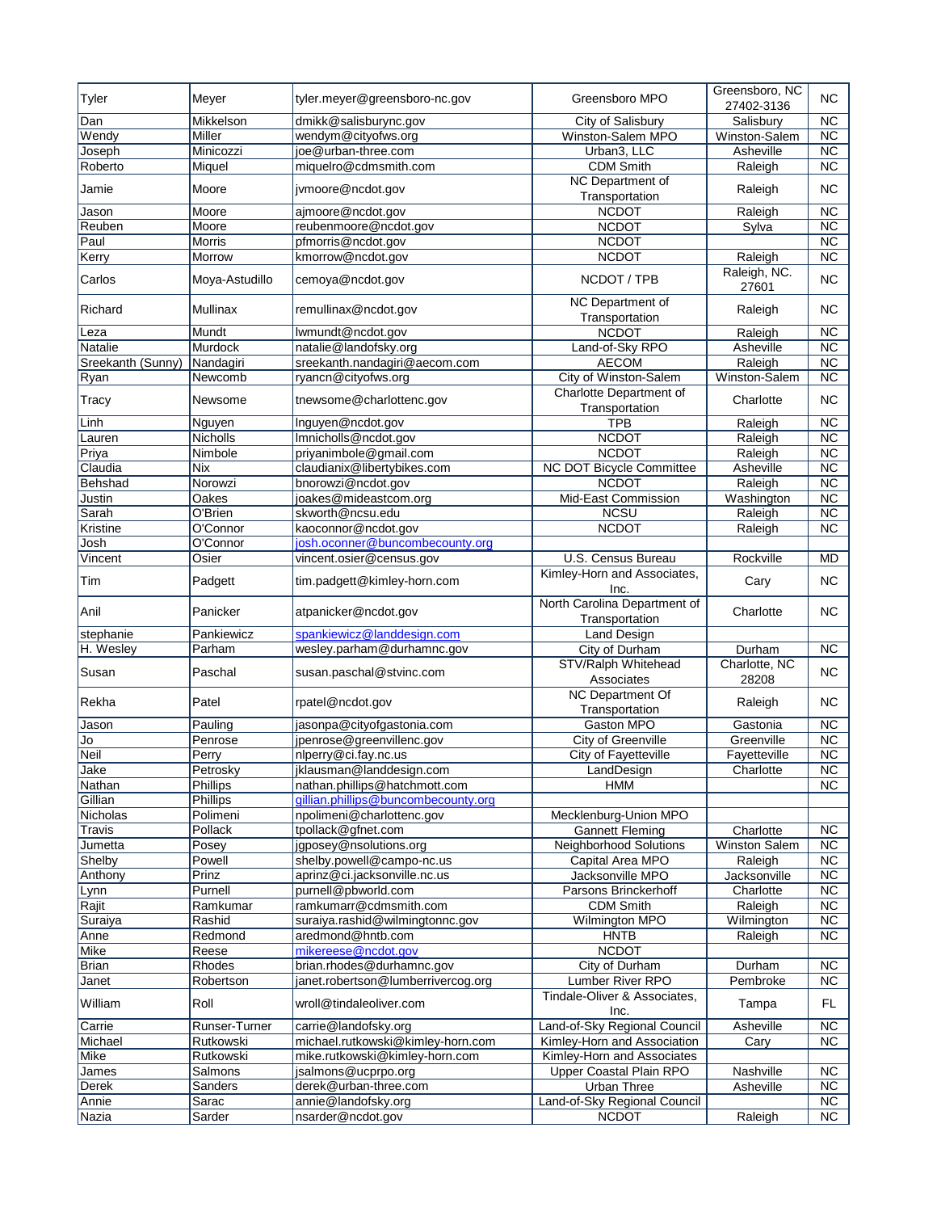| Tyler | Meyer | tyler.meyer@greensboro-nc.gov | Greensboro MPO | Greensboro, NC 27402-3136 | NC |
|---|---|---|---|---|---|
| Dan | Mikkelson | dmikk@salisburync.gov | City of Salisbury | Salisbury | NC |
| Wendy | Miller | wendym@cityofws.org | Winston-Salem MPO | Winston-Salem | NC |
| Joseph | Minicozzi | joe@urban-three.com | Urban3, LLC | Asheville | NC |
| Roberto | Miquel | miquelro@cdmsmith.com | CDM Smith | Raleigh | NC |
| Jamie | Moore | jvmoore@ncdot.gov | NC Department of Transportation | Raleigh | NC |
| Jason | Moore | ajmoore@ncdot.gov | NCDOT | Raleigh | NC |
| Reuben | Moore | reubenmoore@ncdot.gov | NCDOT | Sylva | NC |
| Paul | Morris | pfmorris@ncdot.gov | NCDOT | | NC |
| Kerry | Morrow | kmorrow@ncdot.gov | NCDOT | Raleigh | NC |
| Carlos | Moya-Astudillo | cemoya@ncdot.gov | NCDOT / TPB | Raleigh, NC. 27601 | NC |
| Richard | Mullinax | remullinax@ncdot.gov | NC Department of Transportation | Raleigh | NC |
| Leza | Mundt | lwmundt@ncdot.gov | NCDOT | Raleigh | NC |
| Natalie | Murdock | natalie@landofsky.org | Land-of-Sky RPO | Asheville | NC |
| Sreekanth (Sunny) | Nandagiri | sreekanth.nandagiri@aecom.com | AECOM | Raleigh | NC |
| Ryan | Newcomb | ryancn@cityofws.org | City of Winston-Salem | Winston-Salem | NC |
| Tracy | Newsome | tnewsome@charlottenc.gov | Charlotte Department of Transportation | Charlotte | NC |
| Linh | Nguyen | lnguyen@ncdot.gov | TPB | Raleigh | NC |
| Lauren | Nicholls | lmnicholls@ncdot.gov | NCDOT | Raleigh | NC |
| Priya | Nimbole | priyanimbole@gmail.com | NCDOT | Raleigh | NC |
| Claudia | Nix | claudianix@libertybikes.com | NC DOT Bicycle Committee | Asheville | NC |
| Behshad | Norowzi | bnorowzi@ncdot.gov | NCDOT | Raleigh | NC |
| Justin | Oakes | joakes@mideastcom.org | Mid-East Commission | Washington | NC |
| Sarah | O'Brien | skworth@ncsu.edu | NCSU | Raleigh | NC |
| Kristine | O'Connor | kaoconnor@ncdot.gov | NCDOT | Raleigh | NC |
| Josh | O'Connor | josh.oconner@buncombecounty.org | | | |
| Vincent | Osier | vincent.osier@census.gov | U.S. Census Bureau | Rockville | MD |
| Tim | Padgett | tim.padgett@kimley-horn.com | Kimley-Horn and Associates, Inc. | Cary | NC |
| Anil | Panicker | atpanicker@ncdot.gov | North Carolina Department of Transportation | Charlotte | NC |
| stephanie | Pankiewicz | spankiewicz@landdesign.com | Land Design | | |
| H. Wesley | Parham | wesley.parham@durhamnc.gov | City of Durham | Durham | NC |
| Susan | Paschal | susan.paschal@stvinc.com | STV/Ralph Whitehead Associates | Charlotte, NC 28208 | NC |
| Rekha | Patel | rpatel@ncdot.gov | NC Department Of Transportation | Raleigh | NC |
| Jason | Pauling | jasonpa@cityofgastonia.com | Gaston MPO | Gastonia | NC |
| Jo | Penrose | jpenrose@greenvillenc.gov | City of Greenville | Greenville | NC |
| Neil | Perry | nlperry@ci.fay.nc.us | City of Fayetteville | Fayetteville | NC |
| Jake | Petrosky | jklausman@landdesign.com | LandDesign | Charlotte | NC |
| Nathan | Phillips | nathan.phillips@hatchmott.com | HMM | | NC |
| Gillian | Phillips | gillian.phillips@buncombecounty.org | | | |
| Nicholas | Polimeni | npolimeni@charlottenc.gov | Mecklenburg-Union MPO | | |
| Travis | Pollack | tpollack@gfnet.com | Gannett Fleming | Charlotte | NC |
| Jumetta | Posey | jgposey@nsolutions.org | Neighborhood Solutions | Winston Salem | NC |
| Shelby | Powell | shelby.powell@campo-nc.us | Capital Area MPO | Raleigh | NC |
| Anthony | Prinz | aprinz@ci.jacksonville.nc.us | Jacksonville MPO | Jacksonville | NC |
| Lynn | Purnell | purnell@pbworld.com | Parsons Brinckerhoff | Charlotte | NC |
| Rajit | Ramkumar | ramkumarr@cdmsmith.com | CDM Smith | Raleigh | NC |
| Suraiya | Rashid | suraiya.rashid@wilmingtonnc.gov | Wilmington MPO | Wilmington | NC |
| Anne | Redmond | aredmond@hntb.com | HNTB | Raleigh | NC |
| Mike | Reese | mikereese@ncdot.gov | NCDOT | | |
| Brian | Rhodes | brian.rhodes@durhamnc.gov | City of Durham | Durham | NC |
| Janet | Robertson | janet.robertson@lumberrivercog.org | Lumber River RPO | Pembroke | NC |
| William | Roll | wroll@tindaleoliver.com | Tindale-Oliver & Associates, Inc. | Tampa | FL |
| Carrie | Runser-Turner | carrie@landofsky.org | Land-of-Sky Regional Council | Asheville | NC |
| Michael | Rutkowski | michael.rutkowski@kimley-horn.com | Kimley-Horn and Association | Cary | NC |
| Mike | Rutkowski | mike.rutkowski@kimley-horn.com | Kimley-Horn and Associates | | |
| James | Salmons | jsalmons@ucprpo.org | Upper Coastal Plain RPO | Nashville | NC |
| Derek | Sanders | derek@urban-three.com | Urban Three | Asheville | NC |
| Annie | Sarac | annie@landofsky.org | Land-of-Sky Regional Council | | NC |
| Nazia | Sarder | nsarder@ncdot.gov | NCDOT | Raleigh | NC |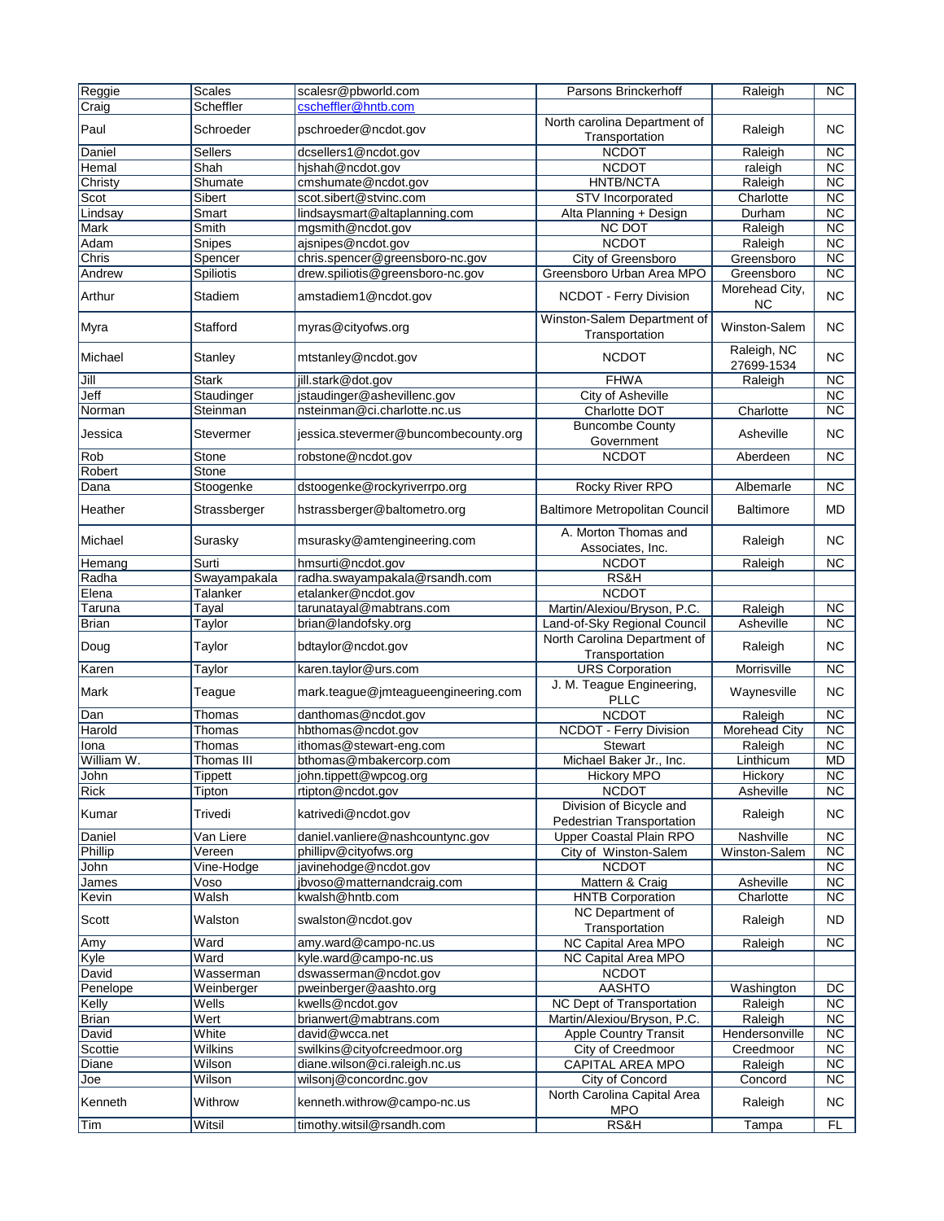| | | | | | |
|---|---|---|---|---|---|
| Reggie | Scales | scalesr@pbworld.com | Parsons Brinckerhoff | Raleigh | NC |
| Craig | Scheffler | cscheffler@hntb.com | | | |
| Paul | Schroeder | pschroeder@ncdot.gov | North carolina Department of Transportation | Raleigh | NC |
| Daniel | Sellers | dcsellers1@ncdot.gov | NCDOT | Raleigh | NC |
| Hemal | Shah | hjshah@ncdot.gov | NCDOT | raleigh | NC |
| Christy | Shumate | cmshumate@ncdot.gov | HNTB/NCTA | Raleigh | NC |
| Scot | Sibert | scot.sibert@stvinc.com | STV Incorporated | Charlotte | NC |
| Lindsay | Smart | lindsaysmart@altaplanning.com | Alta Planning + Design | Durham | NC |
| Mark | Smith | mgsmith@ncdot.gov | NC DOT | Raleigh | NC |
| Adam | Snipes | ajsnipes@ncdot.gov | NCDOT | Raleigh | NC |
| Chris | Spencer | chris.spencer@greensboro-nc.gov | City of Greensboro | Greensboro | NC |
| Andrew | Spiliotis | drew.spiliotis@greensboro-nc.gov | Greensboro Urban Area MPO | Greensboro | NC |
| Arthur | Stadiem | amstadiem1@ncdot.gov | NCDOT - Ferry Division | Morehead City, NC | NC |
| Myra | Stafford | myras@cityofws.org | Winston-Salem Department of Transportation | Winston-Salem | NC |
| Michael | Stanley | mtstanley@ncdot.gov | NCDOT | Raleigh, NC 27699-1534 | NC |
| Jill | Stark | jill.stark@dot.gov | FHWA | Raleigh | NC |
| Jeff | Staudinger | jstaudinger@ashevillenc.gov | City of Asheville | | NC |
| Norman | Steinman | nsteinman@ci.charlotte.nc.us | Charlotte DOT | Charlotte | NC |
| Jessica | Stevermer | jessica.stevermer@buncombecounty.org | Buncombe County Government | Asheville | NC |
| Rob | Stone | robstone@ncdot.gov | NCDOT | Aberdeen | NC |
| Robert | Stone | | | | |
| Dana | Stoogenke | dstoogenke@rockyriverrpo.org | Rocky River RPO | Albemarle | NC |
| Heather | Strassberger | hstrassberger@baltometro.org | Baltimore Metropolitan Council | Baltimore | MD |
| Michael | Surasky | msurasky@amtengineering.com | A. Morton Thomas and Associates, Inc. | Raleigh | NC |
| Hemang | Surti | hmsurti@ncdot.gov | NCDOT | Raleigh | NC |
| Radha | Swayampakala | radha.swayampakala@rsandh.com | RS&H | | |
| Elena | Talanker | etalanker@ncdot.gov | NCDOT | | |
| Taruna | Tayal | tarunatayal@mabtrans.com | Martin/Alexiou/Bryson, P.C. | Raleigh | NC |
| Brian | Taylor | brian@landofsky.org | Land-of-Sky Regional Council | Asheville | NC |
| Doug | Taylor | bdtaylor@ncdot.gov | North Carolina Department of Transportation | Raleigh | NC |
| Karen | Taylor | karen.taylor@urs.com | URS Corporation | Morrisville | NC |
| Mark | Teague | mark.teague@jmteagueengineering.com | J. M. Teague Engineering, PLLC | Waynesville | NC |
| Dan | Thomas | danthomas@ncdot.gov | NCDOT | Raleigh | NC |
| Harold | Thomas | hbthomas@ncdot.gov | NCDOT - Ferry Division | Morehead City | NC |
| Iona | Thomas | ithomas@stewart-eng.com | Stewart | Raleigh | NC |
| William W. | Thomas III | bthomas@mbakercorp.com | Michael Baker Jr., Inc. | Linthicum | MD |
| John | Tippett | john.tippett@wpcog.org | Hickory MPO | Hickory | NC |
| Rick | Tipton | rtipton@ncdot.gov | NCDOT | Asheville | NC |
| Kumar | Trivedi | katrivedi@ncdot.gov | Division of Bicycle and Pedestrian Transportation | Raleigh | NC |
| Daniel | Van Liere | daniel.vanliere@nashcountync.gov | Upper Coastal Plain RPO | Nashville | NC |
| Phillip | Vereen | phillipv@cityofws.org | City of Winston-Salem | Winston-Salem | NC |
| John | Vine-Hodge | javinehodge@ncdot.gov | NCDOT | | NC |
| James | Voso | jbvoso@matternandcraig.com | Mattern & Craig | Asheville | NC |
| Kevin | Walsh | kwalsh@hntb.com | HNTB Corporation | Charlotte | NC |
| Scott | Walston | swalston@ncdot.gov | NC Department of Transportation | Raleigh | ND |
| Amy | Ward | amy.ward@campo-nc.us | NC Capital Area MPO | Raleigh | NC |
| Kyle | Ward | kyle.ward@campo-nc.us | NC Capital Area MPO | | |
| David | Wasserman | dswasserman@ncdot.gov | NCDOT | | |
| Penelope | Weinberger | pweinberger@aashto.org | AASHTO | Washington | DC |
| Kelly | Wells | kwells@ncdot.gov | NC Dept of Transportation | Raleigh | NC |
| Brian | Wert | brianwert@mabtrans.com | Martin/Alexiou/Bryson, P.C. | Raleigh | NC |
| David | White | david@wcca.net | Apple Country Transit | Hendersonville | NC |
| Scottie | Wilkins | swilkins@cityofcreedmoor.org | City of Creedmoor | Creedmoor | NC |
| Diane | Wilson | diane.wilson@ci.raleigh.nc.us | CAPITAL AREA MPO | Raleigh | NC |
| Joe | Wilson | wilsonj@concordnc.gov | City of Concord | Concord | NC |
| Kenneth | Withrow | kenneth.withrow@campo-nc.us | North Carolina Capital Area MPO | Raleigh | NC |
| Tim | Witsil | timothy.witsil@rsandh.com | RS&H | Tampa | FL |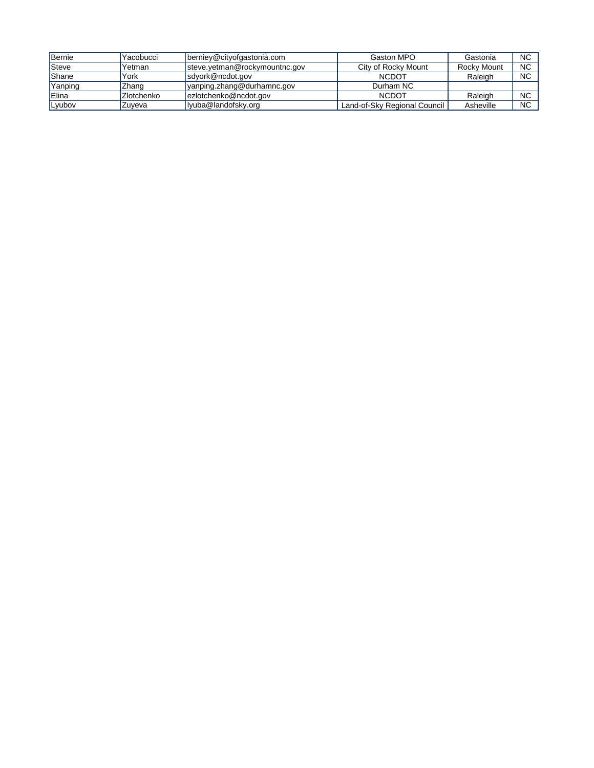| | | | | | |
|---|---|---|---|---|---|
| Bernie | Yacobucci | berniey@cityofgastonia.com | Gaston MPO | Gastonia | NC |
| Steve | Yetman | steve.yetman@rockymountnc.gov | City of Rocky Mount | Rocky Mount | NC |
| Shane | York | sdyork@ncdot.gov | NCDOT | Raleigh | NC |
| Yanping | Zhang | yanping.zhang@durhamnc.gov | Durham NC | | |
| Elina | Zlotchenko | ezlotchenko@ncdot.gov | NCDOT | Raleigh | NC |
| Lyubov | Zuyeva | lyuba@landofsky.org | Land-of-Sky Regional Council | Asheville | NC |